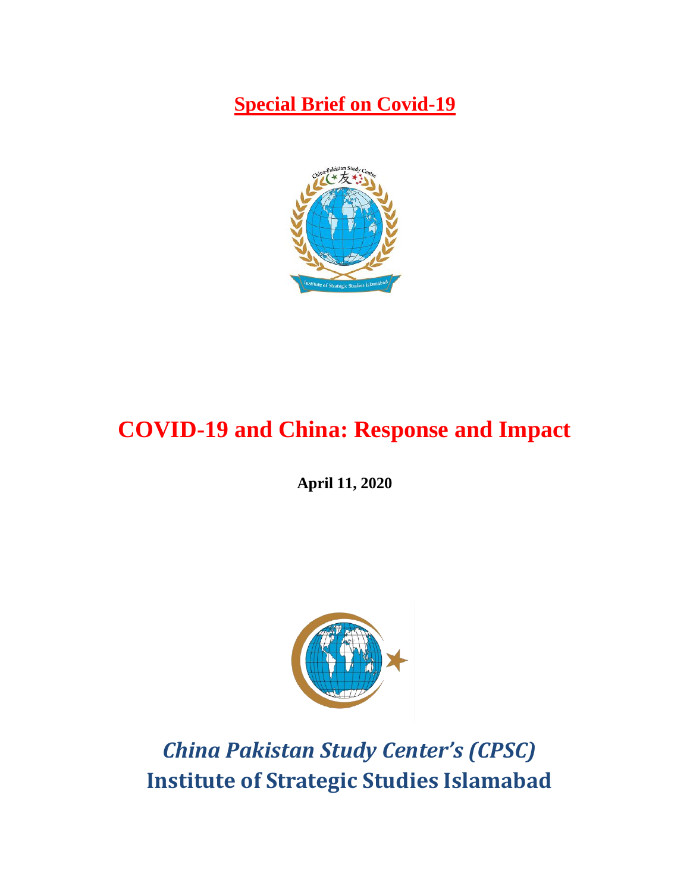**Special Brief on Covid-19**

# COVID-19 and China: Response and Impact

**April 11, 2020**

## *China Pakistan Study Center's (CPSC)*

## Institute of Strategic Studies Islamabad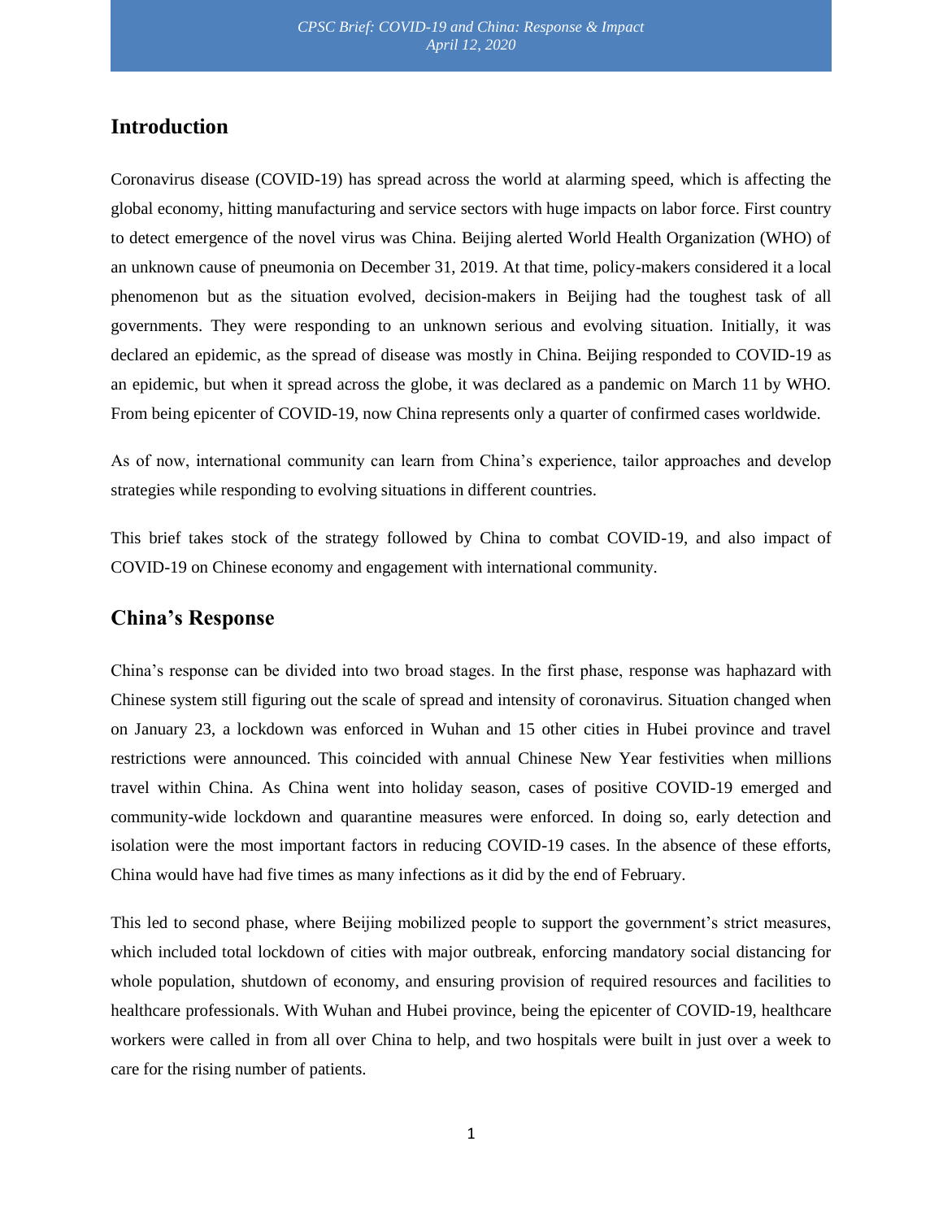## Introduction

Coronavirus disease (COVID-19) has spread across the world at alarming speed, which is affecting the global economy, hitting manufacturing and service sectors with huge impacts on labor force. First country to detect emergence of the novel virus was China. Beijing alerted World Health Organization (WHO) of an unknown cause of pneumonia on December 31, 2019. At that time, policy-makers considered it a local phenomenon but as the situation evolved, decision-makers in Beijing had the toughest task of all governments. They were responding to an unknown serious and evolving situation. Initially, it was declared an epidemic, as the spread of disease was mostly in China. Beijing responded to COVID-19 as an epidemic, but when it spread across the globe, it was declared as a pandemic on March 11 by WHO. From being epicenter of COVID-19, now China represents only a quarter of confirmed cases worldwide.

As of now, international community can learn from China's experience, tailor approaches and develop strategies while responding to evolving situations in different countries.

This brief takes stock of the strategy followed by China to combat COVID-19, and also impact of COVID-19 on Chinese economy and engagement with international community.

## China's Response

China's response can be divided into two broad stages. In the first phase, response was haphazard with Chinese system still figuring out the scale of spread and intensity of coronavirus. Situation changed when on January 23, a lockdown was enforced in Wuhan and 15 other cities in Hubei province and travel restrictions were announced. This coincided with annual Chinese New Year festivities when millions travel within China. As China went into holiday season, cases of positive COVID-19 emerged and community-wide lockdown and quarantine measures were enforced. In doing so, early detection and isolation were the most important factors in reducing COVID-19 cases. In the absence of these efforts, China would have had five times as many infections as it did by the end of February.

This led to second phase, where Beijing mobilized people to support the government's strict measures, which included total lockdown of cities with major outbreak, enforcing mandatory social distancing for whole population, shutdown of economy, and ensuring provision of required resources and facilities to healthcare professionals. With Wuhan and Hubei province, being the epicenter of COVID-19, healthcare workers were called in from all over China to help, and two hospitals were built in just over a week to care for the rising number of patients.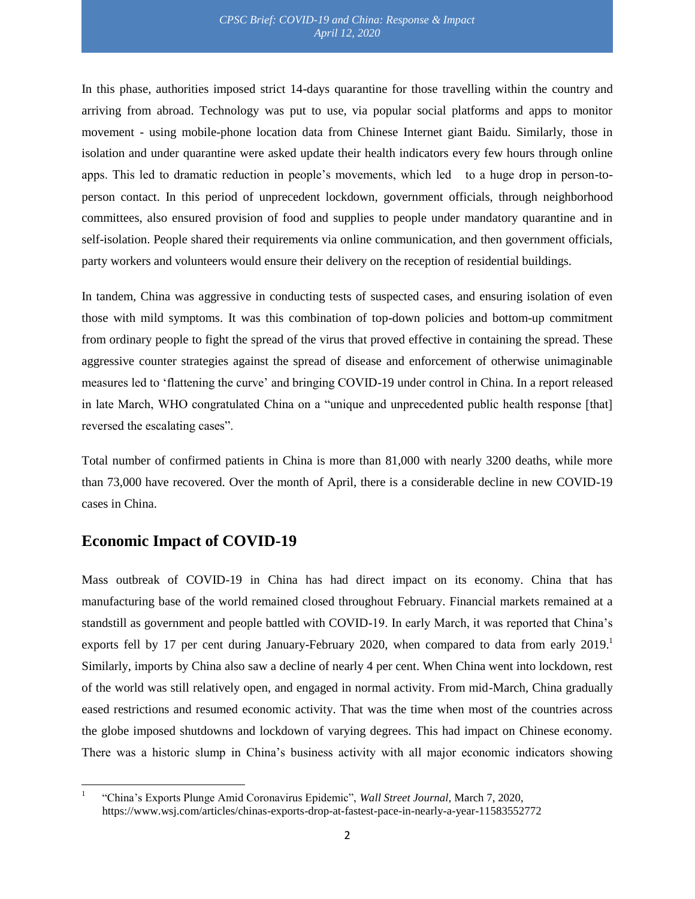In this phase, authorities imposed strict 14-days quarantine for those travelling within the country and arriving from abroad. Technology was put to use, via popular social platforms and apps to monitor movement - using mobile-phone location data from Chinese Internet giant Baidu. Similarly, those in isolation and under quarantine were asked update their health indicators every few hours through online apps. This led to dramatic reduction in people's movements, which led to a huge drop in person-to-person contact. In this period of unprecedent lockdown, government officials, through neighborhood committees, also ensured provision of food and supplies to people under mandatory quarantine and in self-isolation. People shared their requirements via online communication, and then government officials, party workers and volunteers would ensure their delivery on the reception of residential buildings.

In tandem, China was aggressive in conducting tests of suspected cases, and ensuring isolation of even those with mild symptoms. It was this combination of top-down policies and bottom-up commitment from ordinary people to fight the spread of the virus that proved effective in containing the spread. These aggressive counter strategies against the spread of disease and enforcement of otherwise unimaginable measures led to 'flattening the curve' and bringing COVID-19 under control in China. In a report released in late March, WHO congratulated China on a "unique and unprecedented public health response [that] reversed the escalating cases".

Total number of confirmed patients in China is more than 81,000 with nearly 3200 deaths, while more than 73,000 have recovered. Over the month of April, there is a considerable decline in new COVID-19 cases in China.

## Economic Impact of COVID-19

Mass outbreak of COVID-19 in China has had direct impact on its economy. China that has manufacturing base of the world remained closed throughout February. Financial markets remained at a standstill as government and people battled with COVID-19. In early March, it was reported that China's exports fell by 17 per cent during January-February 2020, when compared to data from early 2019.[1] Similarly, imports by China also saw a decline of nearly 4 per cent. When China went into lockdown, rest of the world was still relatively open, and engaged in normal activity. From mid-March, China gradually eased restrictions and resumed economic activity. That was the time when most of the countries across the globe imposed shutdowns and lockdown of varying degrees. This had impact on Chinese economy. There was a historic slump in China's business activity with all major economic indicators showing

[1] "China's Exports Plunge Amid Coronavirus Epidemic", *Wall Street Journal,* March 7, 2020, https://www.wsj.com/articles/chinas-exports-drop-at-fastest-pace-in-nearly-a-year-11583552772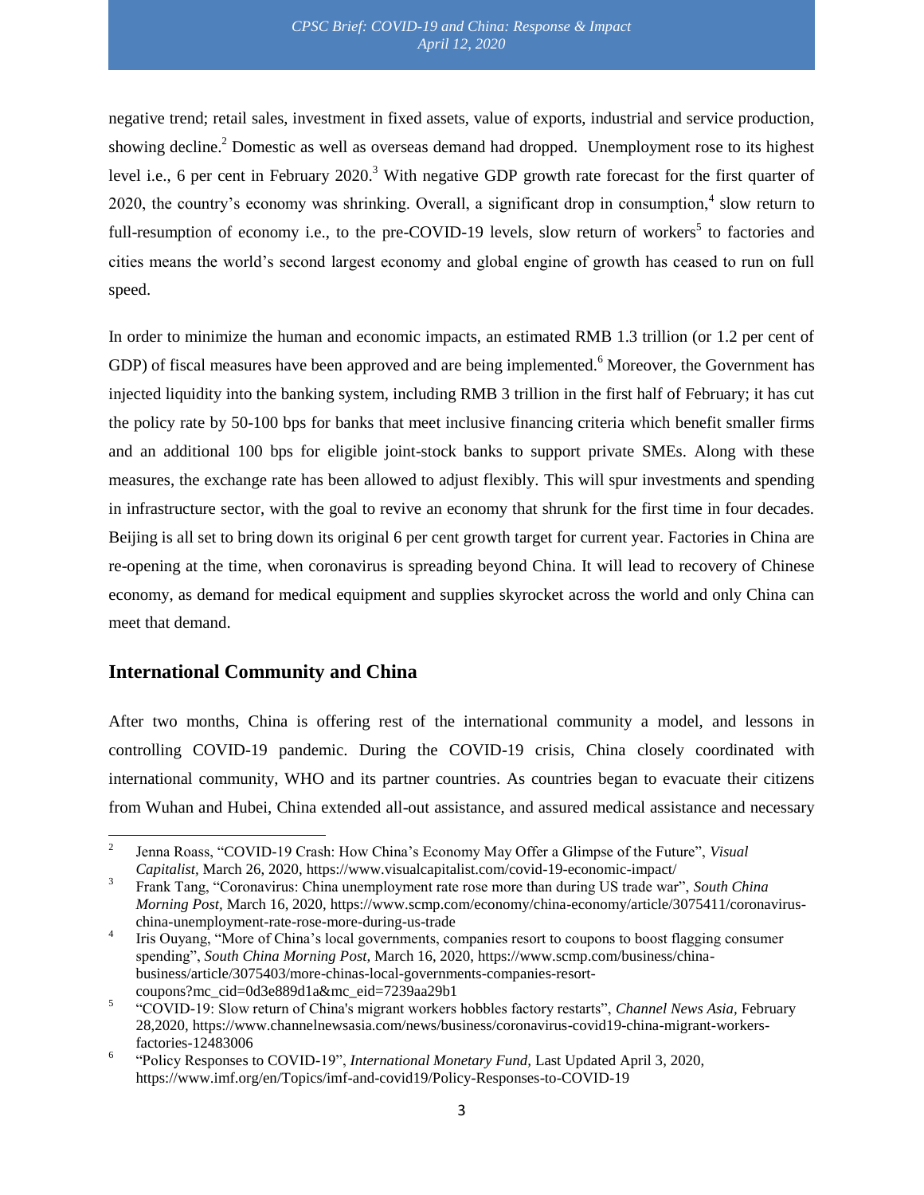negative trend; retail sales, investment in fixed assets, value of exports, industrial and service production, showing decline.[2] Domestic as well as overseas demand had dropped. Unemployment rose to its highest level i.e., 6 per cent in February 2020.[3] With negative GDP growth rate forecast for the first quarter of 2020, the country's economy was shrinking. Overall, a significant drop in consumption,[4] slow return to full-resumption of economy i.e., to the pre-COVID-19 levels, slow return of workers[5] to factories and cities means the world's second largest economy and global engine of growth has ceased to run on full speed.

In order to minimize the human and economic impacts, an estimated RMB 1.3 trillion (or 1.2 per cent of GDP) of fiscal measures have been approved and are being implemented.[6] Moreover, the Government has injected liquidity into the banking system, including RMB 3 trillion in the first half of February; it has cut the policy rate by 50-100 bps for banks that meet inclusive financing criteria which benefit smaller firms and an additional 100 bps for eligible joint-stock banks to support private SMEs. Along with these measures, the exchange rate has been allowed to adjust flexibly. This will spur investments and spending in infrastructure sector, with the goal to revive an economy that shrunk for the first time in four decades. Beijing is all set to bring down its original 6 per cent growth target for current year. Factories in China are re-opening at the time, when coronavirus is spreading beyond China. It will lead to recovery of Chinese economy, as demand for medical equipment and supplies skyrocket across the world and only China can meet that demand.

## International Community and China

After two months, China is offering rest of the international community a model, and lessons in controlling COVID-19 pandemic. During the COVID-19 crisis, China closely coordinated with international community, WHO and its partner countries. As countries began to evacuate their citizens from Wuhan and Hubei, China extended all-out assistance, and assured medical assistance and necessary

---

[2] Jenna Roass, "COVID-19 Crash: How China's Economy May Offer a Glimpse of the Future", *Visual Capitalist*, March 26, 2020, https://www.visualcapitalist.com/covid-19-economic-impact/

[3] Frank Tang, "Coronavirus: China unemployment rate rose more than during US trade war", *South China Morning Post*, March 16, 2020, https://www.scmp.com/economy/china-economy/article/3075411/coronavirus-china-unemployment-rate-rose-more-during-us-trade

[4] Iris Ouyang, "More of China's local governments, companies resort to coupons to boost flagging consumer spending", *South China Morning Post*, March 16, 2020, https://www.scmp.com/business/china-business/article/3075403/more-chinas-local-governments-companies-resort-coupons?mc_cid=0d3e889d1a&mc_eid=7239aa29b1

[5] "COVID-19: Slow return of China's migrant workers hobbles factory restarts", *Channel News Asia*, February 28,2020, https://www.channelnewsasia.com/news/business/coronavirus-covid19-china-migrant-workers-factories-12483006

[6] "Policy Responses to COVID-19", *International Monetary Fund*, Last Updated April 3, 2020, https://www.imf.org/en/Topics/imf-and-covid19/Policy-Responses-to-COVID-19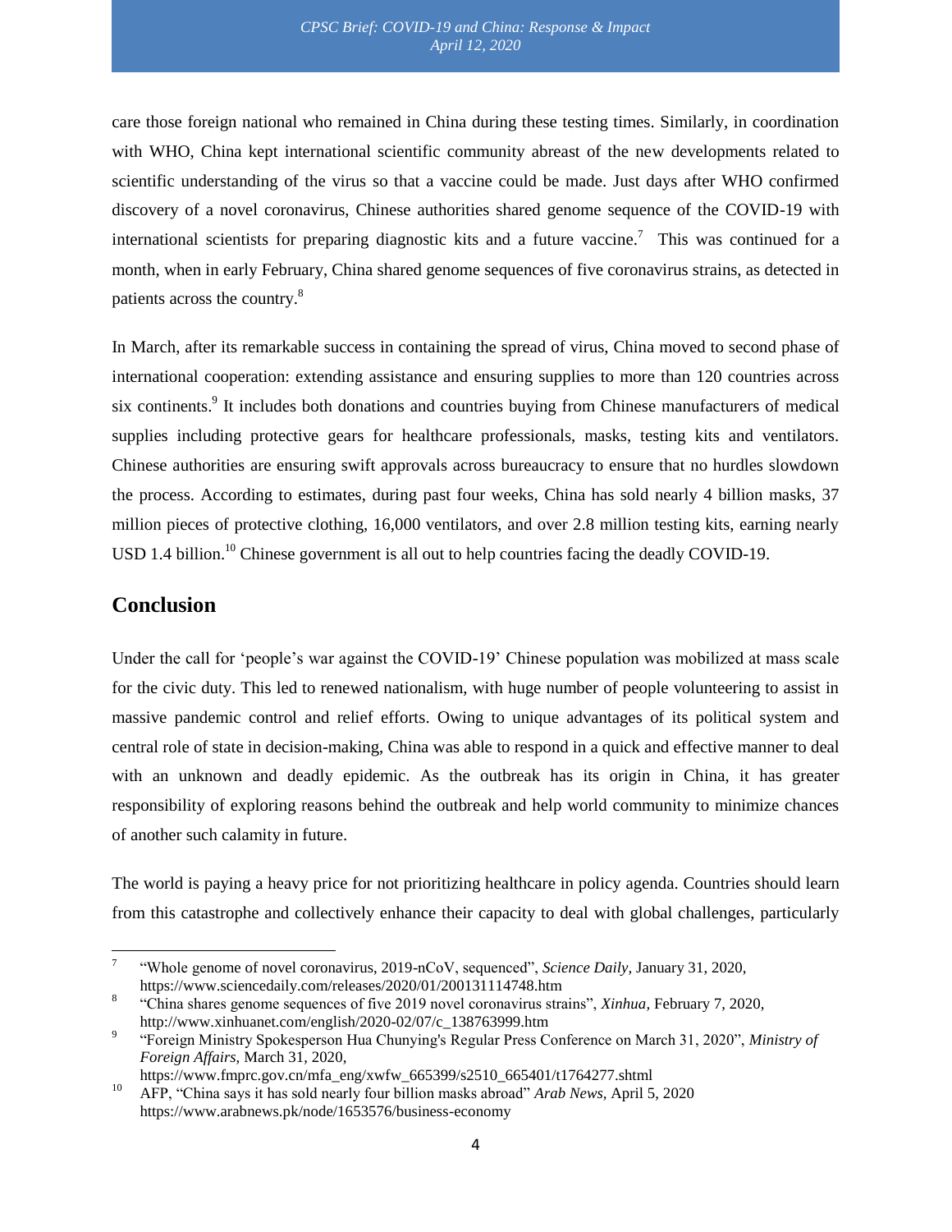care those foreign national who remained in China during these testing times. Similarly, in coordination with WHO, China kept international scientific community abreast of the new developments related to scientific understanding of the virus so that a vaccine could be made. Just days after WHO confirmed discovery of a novel coronavirus, Chinese authorities shared genome sequence of the COVID-19 with international scientists for preparing diagnostic kits and a future vaccine.[7] This was continued for a month, when in early February, China shared genome sequences of five coronavirus strains, as detected in patients across the country.[8]

In March, after its remarkable success in containing the spread of virus, China moved to second phase of international cooperation: extending assistance and ensuring supplies to more than 120 countries across six continents.[9] It includes both donations and countries buying from Chinese manufacturers of medical supplies including protective gears for healthcare professionals, masks, testing kits and ventilators. Chinese authorities are ensuring swift approvals across bureaucracy to ensure that no hurdles slowdown the process. According to estimates, during past four weeks, China has sold nearly 4 billion masks, 37 million pieces of protective clothing, 16,000 ventilators, and over 2.8 million testing kits, earning nearly USD 1.4 billion.[10] Chinese government is all out to help countries facing the deadly COVID-19.

## Conclusion

Under the call for 'people's war against the COVID-19' Chinese population was mobilized at mass scale for the civic duty. This led to renewed nationalism, with huge number of people volunteering to assist in massive pandemic control and relief efforts. Owing to unique advantages of its political system and central role of state in decision-making, China was able to respond in a quick and effective manner to deal with an unknown and deadly epidemic. As the outbreak has its origin in China, it has greater responsibility of exploring reasons behind the outbreak and help world community to minimize chances of another such calamity in future.

The world is paying a heavy price for not prioritizing healthcare in policy agenda. Countries should learn from this catastrophe and collectively enhance their capacity to deal with global challenges, particularly

---

[7] "Whole genome of novel coronavirus, 2019-nCoV, sequenced", *Science Daily,* January 31, 2020, https://www.sciencedaily.com/releases/2020/01/200131114748.htm

[8] "China shares genome sequences of five 2019 novel coronavirus strains", *Xinhua,* February 7, 2020, http://www.xinhuanet.com/english/2020-02/07/c_138763999.htm

[9] "Foreign Ministry Spokesperson Hua Chunying's Regular Press Conference on March 31, 2020", *Ministry of Foreign Affairs,* March 31, 2020, https://www.fmprc.gov.cn/mfa_eng/xwfw_665399/s2510_665401/t1764277.shtml

[10] AFP, "China says it has sold nearly four billion masks abroad" *Arab News,* April 5, 2020 https://www.arabnews.pk/node/1653576/business-economy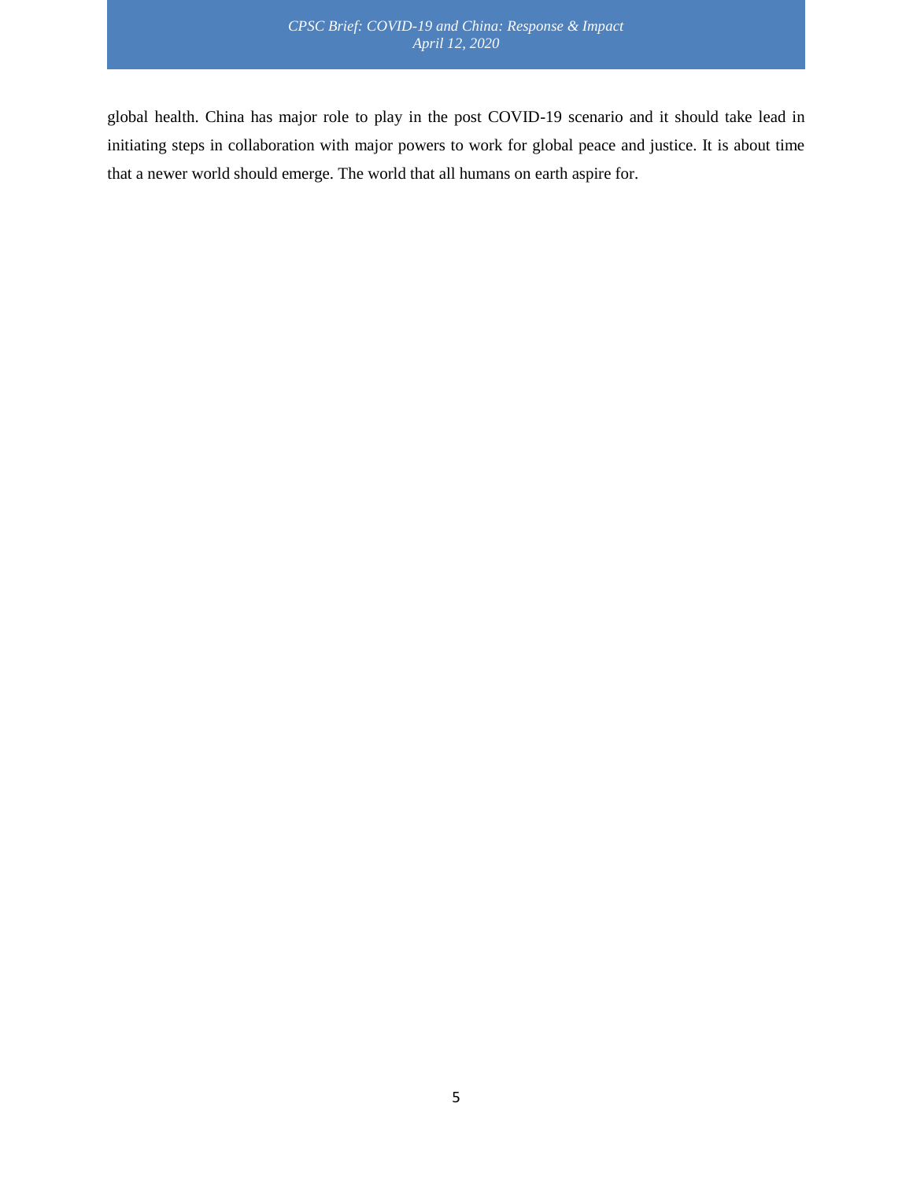global health. China has major role to play in the post COVID-19 scenario and it should take lead in initiating steps in collaboration with major powers to work for global peace and justice. It is about time that a newer world should emerge. The world that all humans on earth aspire for.